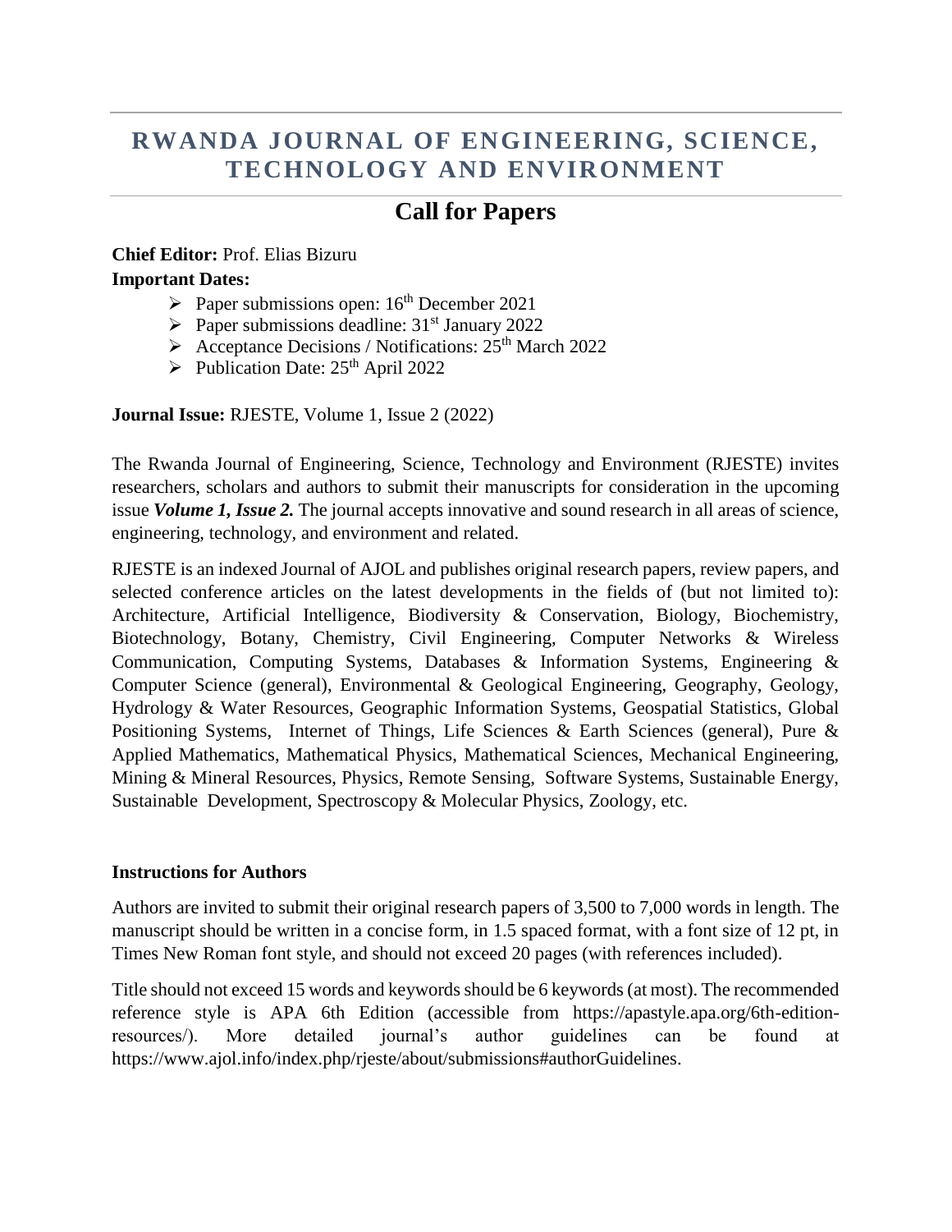# RWANDA JOURNAL OF ENGINEERING, SCIENCE, TECHNOLOGY AND ENVIRONMENT

## Call for Papers

**Chief Editor:** Prof. Elias Bizuru

**Important Dates:**

- Paper submissions open: 16th December 2021
- Paper submissions deadline: 31st January 2022
- Acceptance Decisions / Notifications: 25th March 2022
- Publication Date: 25th April 2022

**Journal Issue:** RJESTE, Volume 1, Issue 2 (2022)

The Rwanda Journal of Engineering, Science, Technology and Environment (RJESTE) invites researchers, scholars and authors to submit their manuscripts for consideration in the upcoming issue ***Volume 1, Issue 2.*** The journal accepts innovative and sound research in all areas of science, engineering, technology, and environment and related.

RJESTE is an indexed Journal of AJOL and publishes original research papers, review papers, and selected conference articles on the latest developments in the fields of (but not limited to): Architecture, Artificial Intelligence, Biodiversity & Conservation, Biology, Biochemistry, Biotechnology, Botany, Chemistry, Civil Engineering, Computer Networks & Wireless Communication, Computing Systems, Databases & Information Systems, Engineering & Computer Science (general), Environmental & Geological Engineering, Geography, Geology, Hydrology & Water Resources, Geographic Information Systems, Geospatial Statistics, Global Positioning Systems, Internet of Things, Life Sciences & Earth Sciences (general), Pure & Applied Mathematics, Mathematical Physics, Mathematical Sciences, Mechanical Engineering, Mining & Mineral Resources, Physics, Remote Sensing, Software Systems, Sustainable Energy, Sustainable Development, Spectroscopy & Molecular Physics, Zoology, etc.

### Instructions for Authors

Authors are invited to submit their original research papers of 3,500 to 7,000 words in length. The manuscript should be written in a concise form, in 1.5 spaced format, with a font size of 12 pt, in Times New Roman font style, and should not exceed 20 pages (with references included).

Title should not exceed 15 words and keywords should be 6 keywords (at most). The recommended reference style is APA 6th Edition (accessible from https://apastyle.apa.org/6th-edition-resources/). More detailed journal's author guidelines can be found at https://www.ajol.info/index.php/rjeste/about/submissions#authorGuidelines.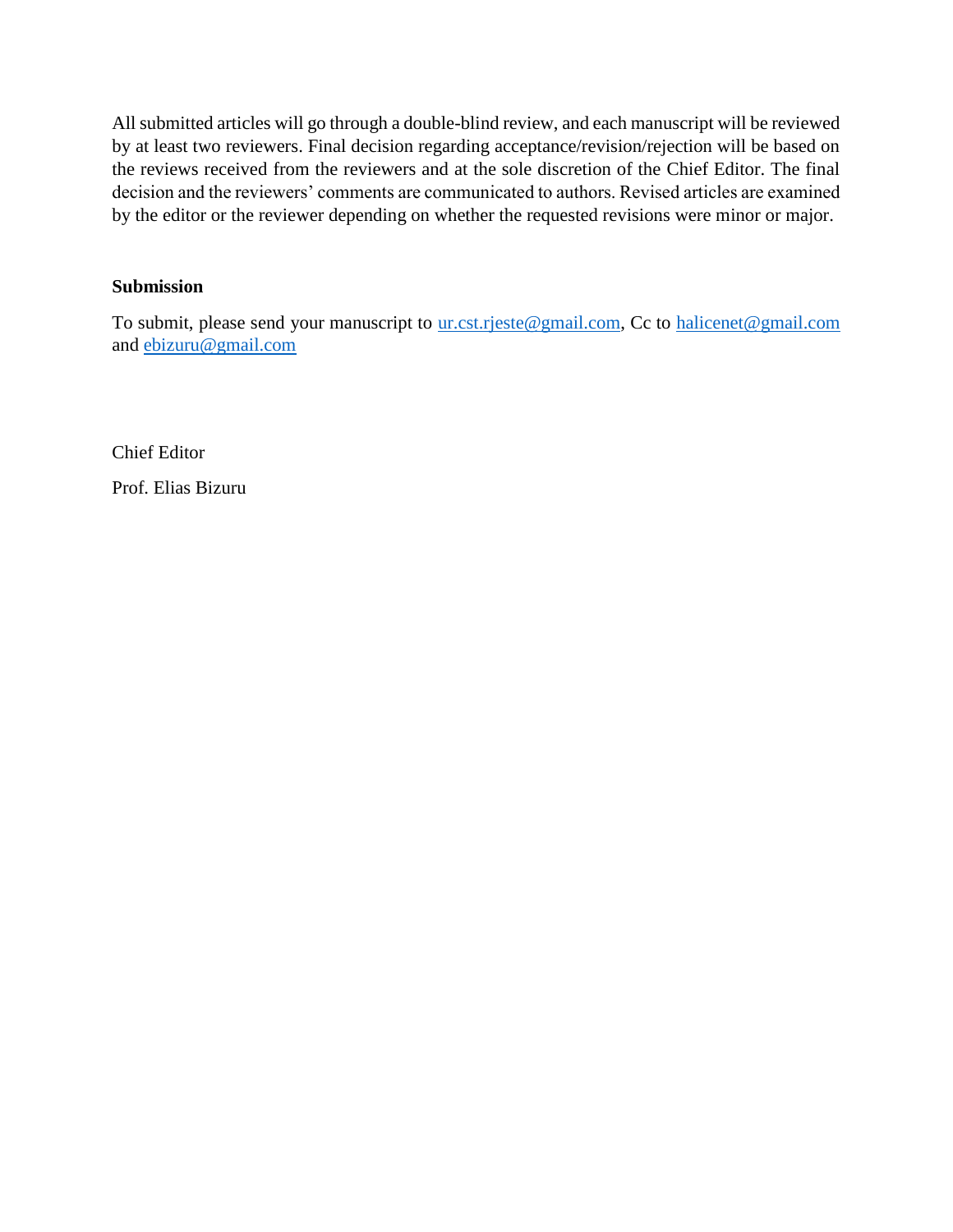All submitted articles will go through a double-blind review, and each manuscript will be reviewed by at least two reviewers. Final decision regarding acceptance/revision/rejection will be based on the reviews received from the reviewers and at the sole discretion of the Chief Editor. The final decision and the reviewers' comments are communicated to authors. Revised articles are examined by the editor or the reviewer depending on whether the requested revisions were minor or major.

## Submission

To submit, please send your manuscript to ur.cst.rjeste@gmail.com, Cc to halicenet@gmail.com and ebizuru@gmail.com

Chief Editor

Prof. Elias Bizuru